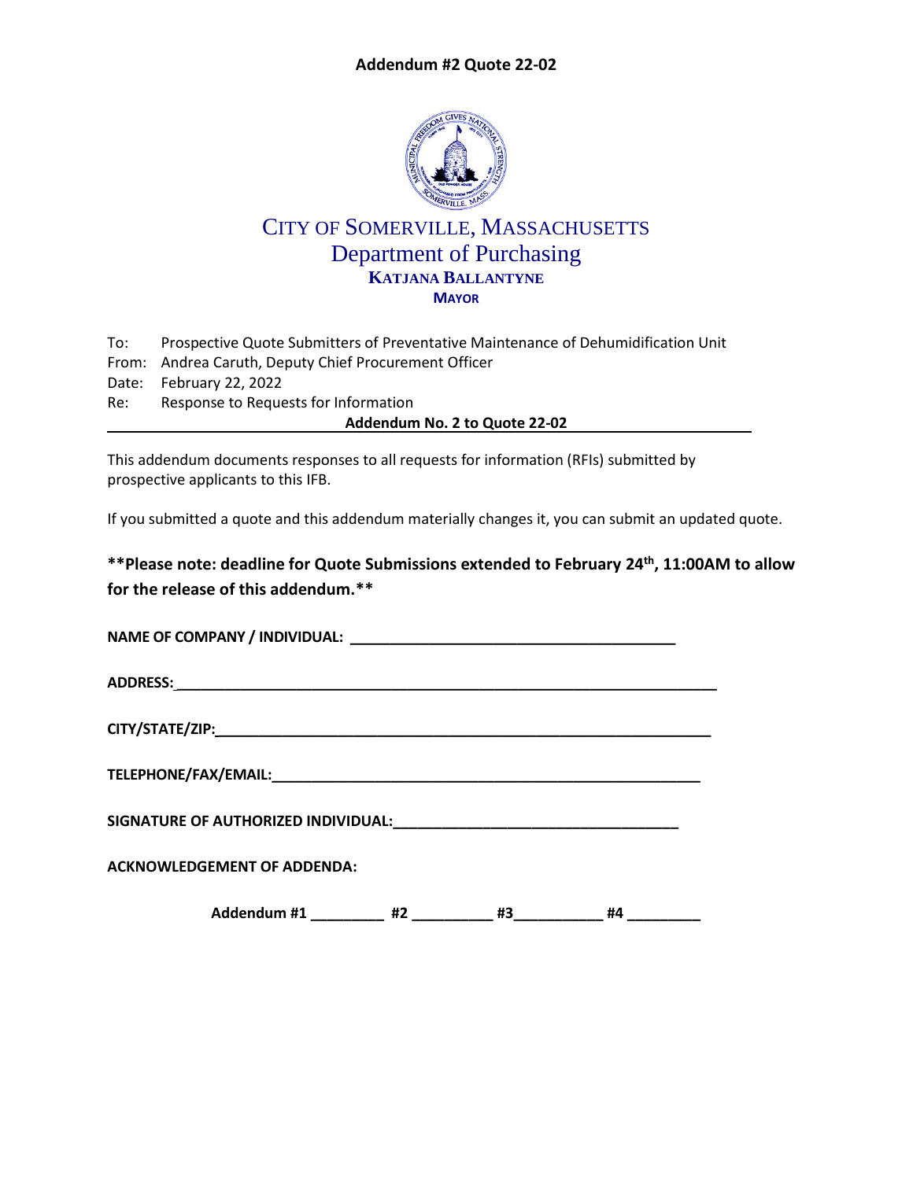**Addendum #2 Quote 22-02**

# CITY OF SOMERVILLE, MASSACHUSETTS

## Department of Purchasing

**KATJANA BALLANTYNE**

**MAYOR**

To: Prospective Quote Submitters of Preventative Maintenance of Dehumidification Unit

From: Andrea Caruth, Deputy Chief Procurement Officer

Date: February 22, 2022

Re: Response to Requests for Information

**Addendum No. 2 to Quote 22-02**

This addendum documents responses to all requests for information (RFIs) submitted by prospective applicants to this IFB.

If you submitted a quote and this addendum materially changes it, you can submit an updated quote.

**\*\*Please note: deadline for Quote Submissions extended to February 24th, 11:00AM to allow for the release of this addendum.\*\***

**NAME OF COMPANY / INDIVIDUAL:** ______________________________________

**ADDRESS:**______________________________________________________________

**CITY/STATE/ZIP:**__________________________________________________________

**TELEPHONE/FAX/EMAIL:**____________________________________________________

**SIGNATURE OF AUTHORIZED INDIVIDUAL:**__________________________________

**ACKNOWLEDGEMENT OF ADDENDA:**

**Addendum #1** _________ **#2** __________ **#3**___________ **#4** _________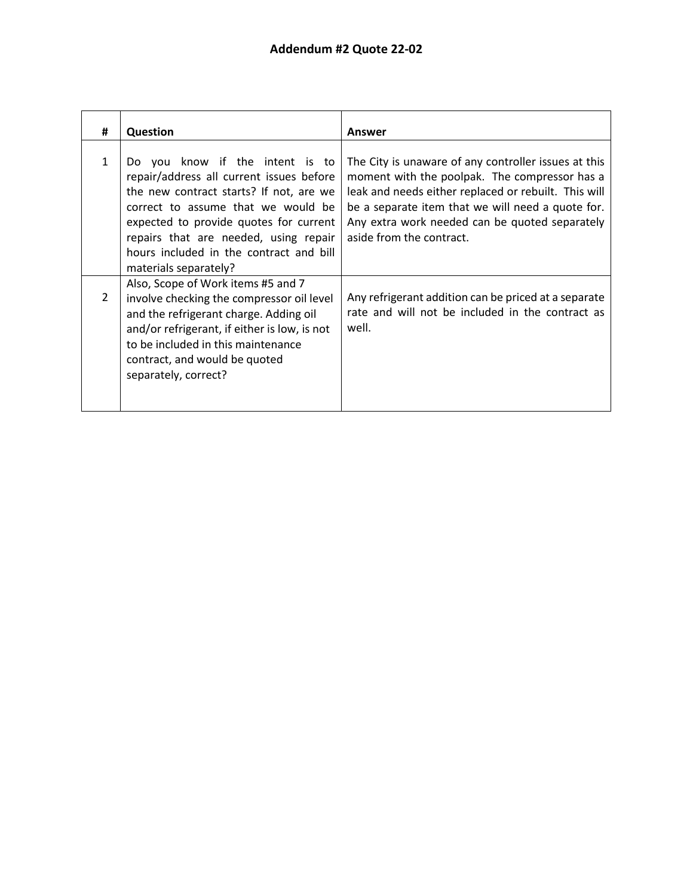# Addendum #2 Quote 22-02

| # | Question | Answer |
|---|---|---|
| 1 | Do you know if the intent is to repair/address all current issues before the new contract starts? If not, are we correct to assume that we would be expected to provide quotes for current repairs that are needed, using repair hours included in the contract and bill materials separately? | The City is unaware of any controller issues at this moment with the poolpak. The compressor has a leak and needs either replaced or rebuilt. This will be a separate item that we will need a quote for. Any extra work needed can be quoted separately aside from the contract. |
| 2 | Also, Scope of Work items #5 and 7 involve checking the compressor oil level and the refrigerant charge. Adding oil and/or refrigerant, if either is low, is not to be included in this maintenance contract, and would be quoted separately, correct? | Any refrigerant addition can be priced at a separate rate and will not be included in the contract as well. |